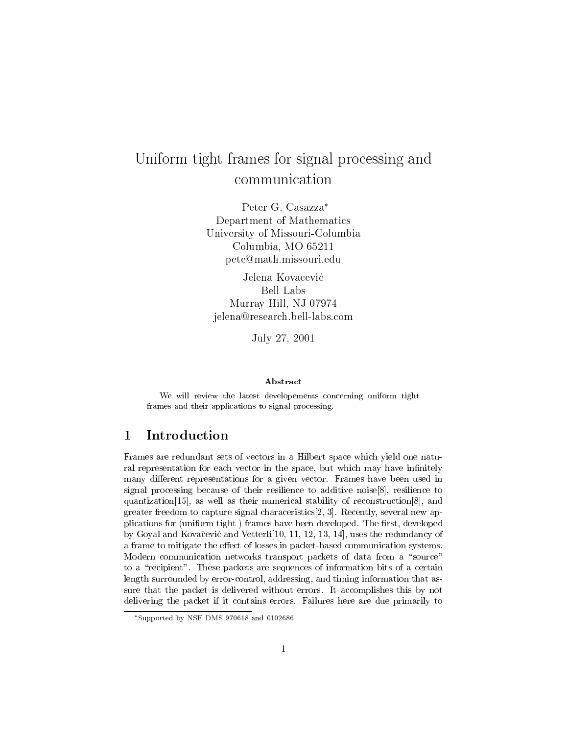# Uniform tight frames for signal processing and communication

Peter G. Casazza*
Department of Mathematics
University of Missouri-Columbia
Columbia, MO 65211
pete@math.missouri.edu

Jelena Kovačević
Bell Labs
Murray Hill, NJ 07974
jelena@research.bell-labs.com

July 27, 2001

**Abstract**

We will review the latest developements concerning uniform tight frames and their applications to signal processing.

## 1 Introduction

Frames are redundant sets of vectors in a Hilbert space which yield one natural representation for each vector in the space, but which may have infinitely many different representations for a given vector. Frames have been used in signal processing because of their resilience to additive noise[8], resilience to quantization[15], as well as their numerical stability of reconstruction[8], and greater freedom to capture signal characeristics[2, 3]. Recently, several new applications for (uniform tight ) frames have been developed. The first, developed by Goyal and Kovačević and Vetterli[10, 11, 12, 13, 14], uses the redundancy of a frame to mitigate the effect of losses in packet-based communication systems. Modern communication networks transport packets of data from a "source" to a "recipient". These packets are sequences of information bits of a certain length surrounded by error-control, addressing, and timing information that assure that the packet is delivered without errors. It accomplishes this by not delivering the packet if it contains errors. Failures here are due primarily to

*Supported by NSF DMS 970618 and 0102686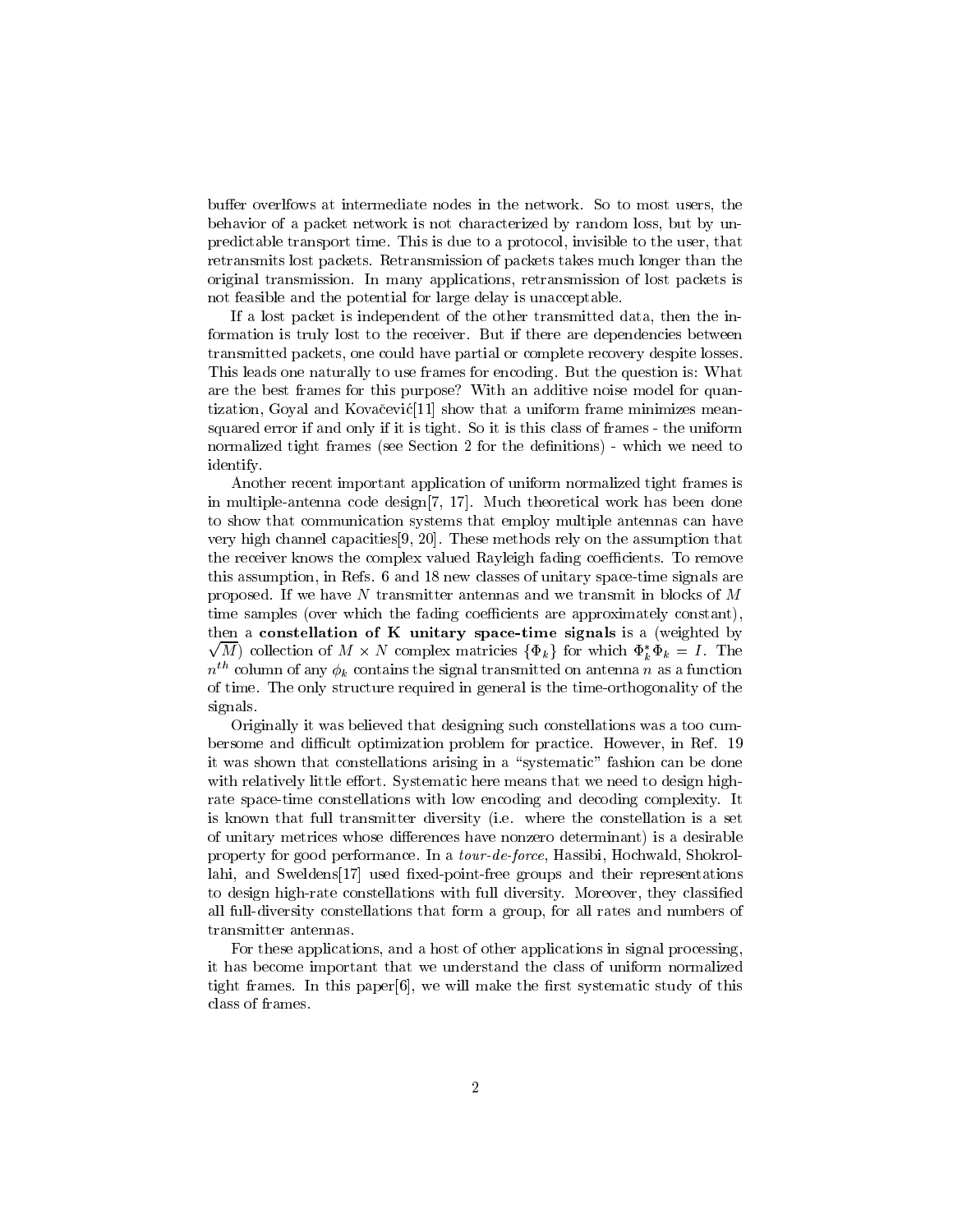buffer overlfows at intermediate nodes in the network. So to most users, the behavior of a packet network is not characterized by random loss, but by unpredictable transport time. This is due to a protocol, invisible to the user, that retransmits lost packets. Retransmission of packets takes much longer than the original transmission. In many applications, retransmission of lost packets is not feasible and the potential for large delay is unacceptable.

If a lost packet is independent of the other transmitted data, then the information is truly lost to the receiver. But if there are dependencies between transmitted packets, one could have partial or complete recovery despite losses. This leads one naturally to use frames for encoding. But the question is: What are the best frames for this purpose? With an additive noise model for quantization, Goyal and Kovačević[11] show that a uniform frame minimizes mean-squared error if and only if it is tight. So it is this class of frames - the uniform normalized tight frames (see Section 2 for the definitions) - which we need to identify.

Another recent important application of uniform normalized tight frames is in multiple-antenna code design[7, 17]. Much theoretical work has been done to show that communication systems that employ multiple antennas can have very high channel capacities[9, 20]. These methods rely on the assumption that the receiver knows the complex valued Rayleigh fading coefficients. To remove this assumption, in Refs. 6 and 18 new classes of unitary space-time signals are proposed. If we have $N$ transmitter antennas and we transmit in blocks of $M$ time samples (over which the fading coefficients are approximately constant), then a **constellation of K unitary space-time signals** is a (weighted by $\sqrt{M}$) collection of $M \times N$ complex matricies $\{\Phi_k\}$ for which $\Phi_k^* \Phi_k = I$. The $n^{th}$ column of any $\phi_k$ contains the signal transmitted on antenna $n$ as a function of time. The only structure required in general is the time-orthogonality of the signals.

Originally it was believed that designing such constellations was a too cumbersome and difficult optimization problem for practice. However, in Ref. 19 it was shown that constellations arising in a "systematic" fashion can be done with relatively little effort. Systematic here means that we need to design high-rate space-time constellations with low encoding and decoding complexity. It is known that full transmitter diversity (i.e. where the constellation is a set of unitary metrices whose differences have nonzero determinant) is a desirable property for good performance. In a *tour-de-force*, Hassibi, Hochwald, Shokrollahi, and Sweldens[17] used fixed-point-free groups and their representations to design high-rate constellations with full diversity. Moreover, they classified all full-diversity constellations that form a group, for all rates and numbers of transmitter antennas.

For these applications, and a host of other applications in signal processing, it has become important that we understand the class of uniform normalized tight frames. In this paper[6], we will make the first systematic study of this class of frames.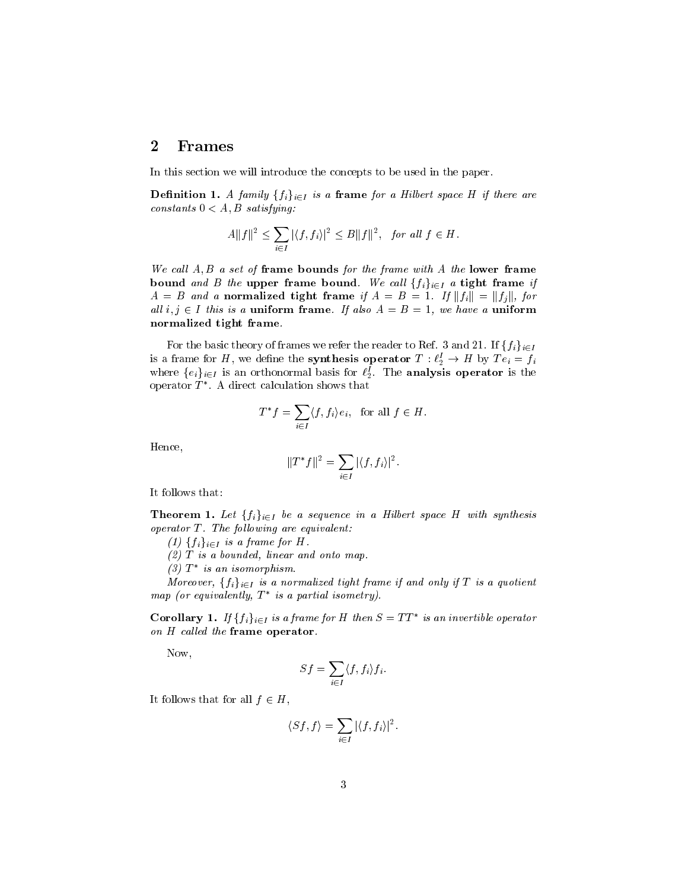## 2 Frames

In this section we will introduce the concepts to be used in the paper.

**Definition 1.** *A family $\{f_i\}_{i\in I}$ is a* **frame** *for a Hilbert space $H$ if there are constants $0 < A, B$ satisfying:*

$$A\|f\|^2 \leq \sum_{i\in I} |\langle f, f_i\rangle|^2 \leq B\|f\|^2, \quad \text{for all } f \in H.$$

*We call $A, B$ a set of* **frame bounds** *for the frame with $A$ the* **lower frame bound** *and $B$ the* **upper frame bound**. *We call $\{f_i\}_{i\in I}$ a* **tight frame** *if $A = B$ and a* **normalized tight frame** *if $A = B = 1$. If $\|f_i\| = \|f_j\|$, for all $i, j \in I$ this is a* **uniform frame**. *If also $A = B = 1$, we have a* **uniform normalized tight frame**.

For the basic theory of frames we refer the reader to Ref. 3 and 21. If $\{f_i\}_{i\in I}$ is a frame for $H$, we define the **synthesis operator** $T : \ell_2^I \to H$ by $Te_i = f_i$ where $\{e_i\}_{i\in I}$ is an orthonormal basis for $\ell_2^I$. The **analysis operator** is the operator $T^*$. A direct calculation shows that

$$T^* f = \sum_{i\in I} \langle f, f_i\rangle e_i, \quad \text{for all } f \in H.$$

Hence,

$$\|T^* f\|^2 = \sum_{i\in I} |\langle f, f_i\rangle|^2.$$

It follows that:

**Theorem 1.** *Let $\{f_i\}_{i\in I}$ be a sequence in a Hilbert space $H$ with synthesis operator $T$. The following are equivalent:*

*(1) $\{f_i\}_{i\in I}$ is a frame for $H$.*

*(2) $T$ is a bounded, linear and onto map.*

*(3) $T^*$ is an isomorphism.*

*Moreover, $\{f_i\}_{i\in I}$ is a normalized tight frame if and only if $T$ is a quotient map (or equivalently, $T^*$ is a partial isometry).*

**Corollary 1.** *If $\{f_i\}_{i\in I}$ is a frame for $H$ then $S = TT^*$ is an invertible operator on $H$ called the* **frame operator**.

Now,

$$Sf = \sum_{i\in I} \langle f, f_i\rangle f_i.$$

It follows that for all $f \in H$,

$$\langle Sf, f\rangle = \sum_{i\in I} |\langle f, f_i\rangle|^2.$$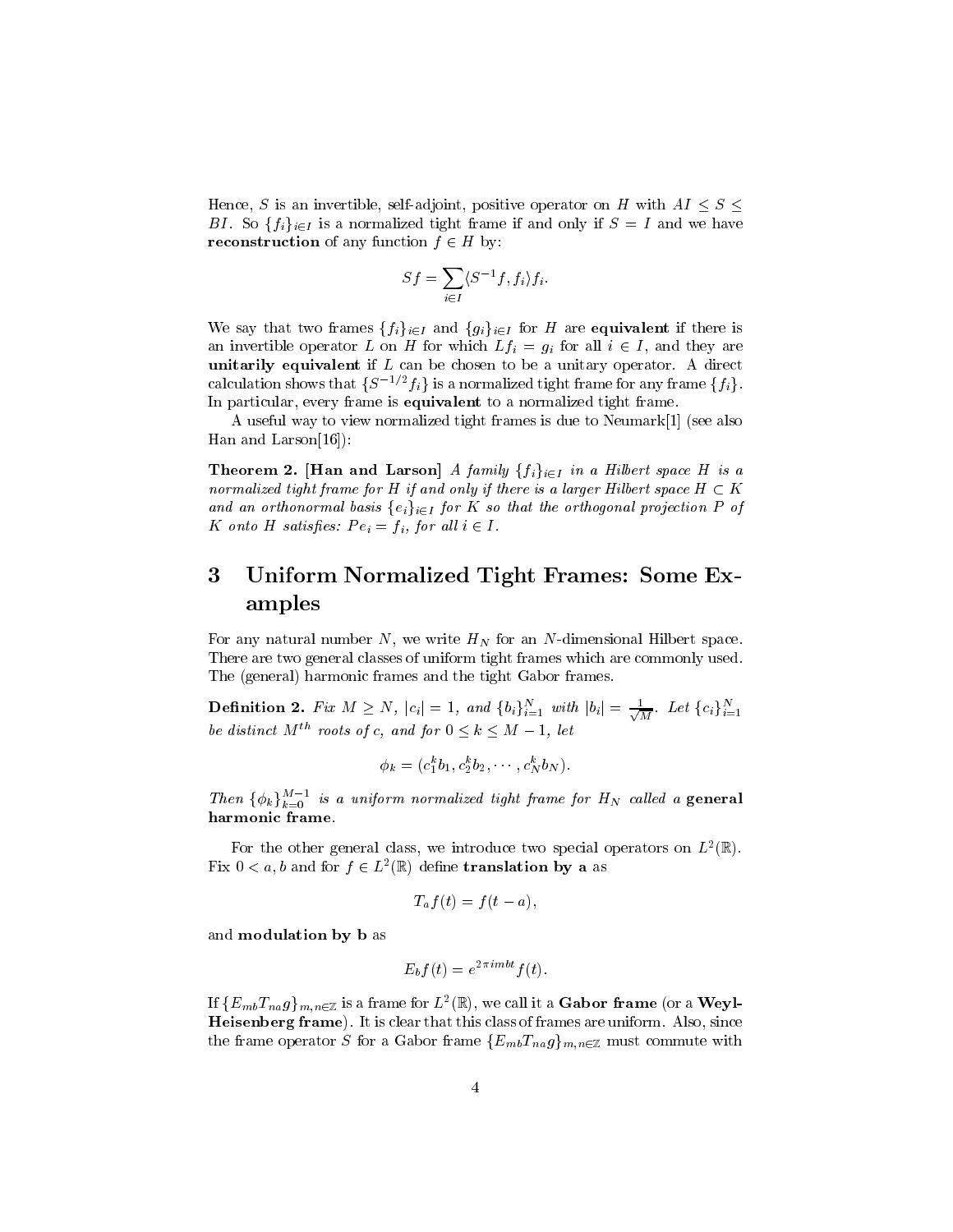Hence, $S$ is an invertible, self-adjoint, positive operator on $H$ with $AI \leq S \leq BI$. So $\{f_i\}_{i\in I}$ is a normalized tight frame if and only if $S = I$ and we have **reconstruction** of any function $f \in H$ by:

$$Sf = \sum_{i\in I} \langle S^{-1}f, f_i\rangle f_i.$$

We say that two frames $\{f_i\}_{i\in I}$ and $\{g_i\}_{i\in I}$ for $H$ are **equivalent** if there is an invertible operator $L$ on $H$ for which $Lf_i = g_i$ for all $i \in I$, and they are **unitarily equivalent** if $L$ can be chosen to be a unitary operator. A direct calculation shows that $\{S^{-1/2}f_i\}$ is a normalized tight frame for any frame $\{f_i\}$. In particular, every frame is **equivalent** to a normalized tight frame.

A useful way to view normalized tight frames is due to Neumark[1] (see also Han and Larson[16]):

**Theorem 2. [Han and Larson]** *A family $\{f_i\}_{i\in I}$ in a Hilbert space $H$ is a normalized tight frame for $H$ if and only if there is a larger Hilbert space $H \subset K$ and an orthonormal basis $\{e_i\}_{i\in I}$ for $K$ so that the orthogonal projection $P$ of $K$ onto $H$ satisfies: $Pe_i = f_i$, for all $i \in I$.*

## 3 Uniform Normalized Tight Frames: Some Examples

For any natural number $N$, we write $H_N$ for an $N$-dimensional Hilbert space. There are two general classes of uniform tight frames which are commonly used. The (general) harmonic frames and the tight Gabor frames.

**Definition 2.** *Fix $M \geq N$, $|c_i| = 1$, and $\{b_i\}_{i=1}^N$ with $|b_i| = \frac{1}{\sqrt{M}}$. Let $\{c_i\}_{i=1}^N$ be distinct $M^{th}$ roots of $c$, and for $0 \leq k \leq M-1$, let*

$$\phi_k = (c_1^k b_1, c_2^k b_2, \cdots, c_N^k b_N).$$

*Then $\{\phi_k\}_{k=0}^{M-1}$ is a uniform normalized tight frame for $H_N$ called a* **general harmonic frame**.

For the other general class, we introduce two special operators on $L^2(\mathbb{R})$. Fix $0 < a, b$ and for $f \in L^2(\mathbb{R})$ define **translation by a** as

$$T_a f(t) = f(t-a),$$

and **modulation by b** as

$$E_b f(t) = e^{2\pi imbt} f(t).$$

If $\{E_{mb}T_{na}g\}_{m,n\in\mathbb{Z}}$ is a frame for $L^2(\mathbb{R})$, we call it a **Gabor frame** (or a **Weyl-Heisenberg frame**). It is clear that this class of frames are uniform. Also, since the frame operator $S$ for a Gabor frame $\{E_{mb}T_{na}g\}_{m,n\in\mathbb{Z}}$ must commute with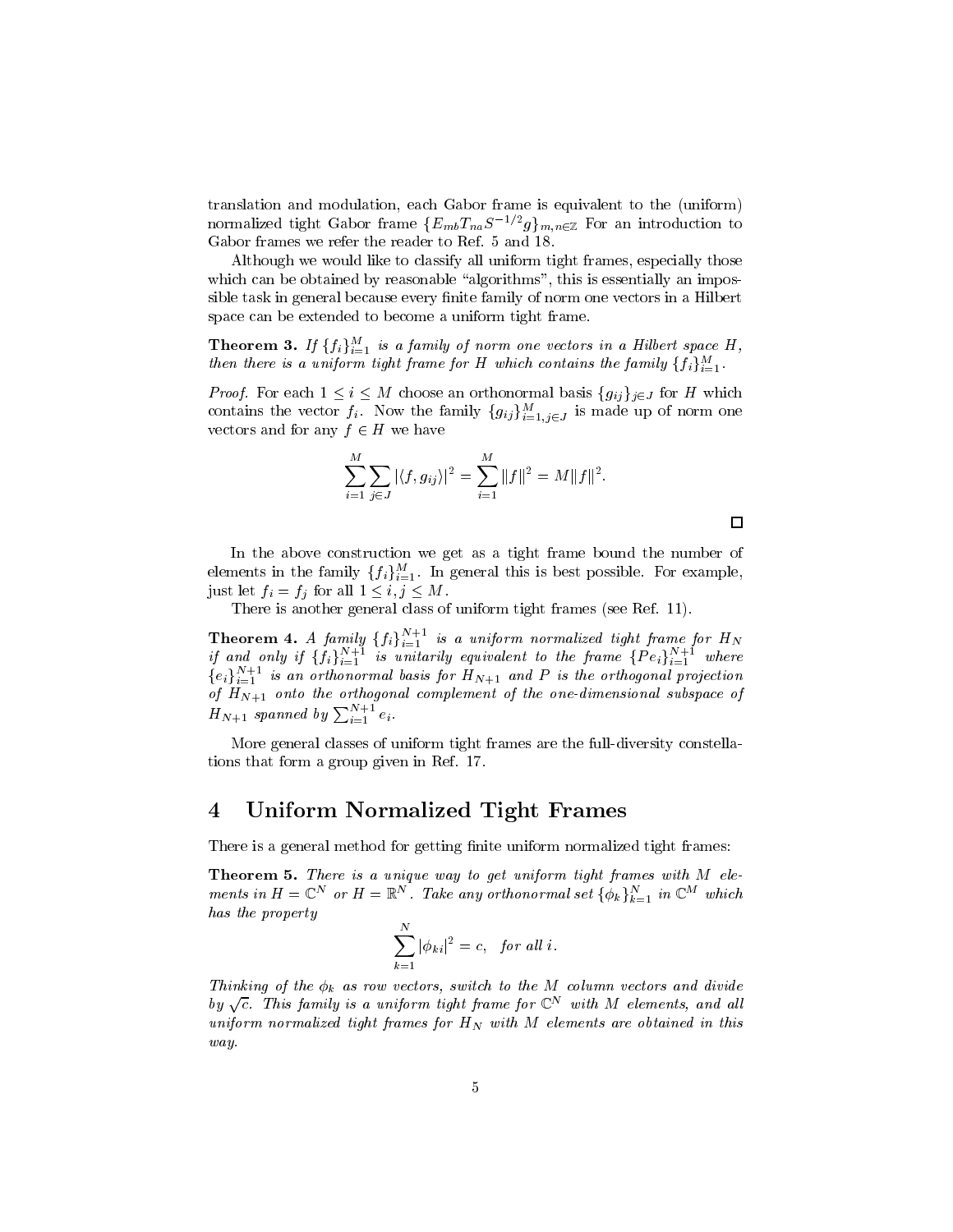translation and modulation, each Gabor frame is equivalent to the (uniform) normalized tight Gabor frame $\{E_{mb}T_{na}S^{-1/2}g\}_{m,n\in\mathbb{Z}}$ For an introduction to Gabor frames we refer the reader to Ref. 5 and 18.

Although we would like to classify all uniform tight frames, especially those which can be obtained by reasonable "algorithms", this is essentially an impossible task in general because every finite family of norm one vectors in a Hilbert space can be extended to become a uniform tight frame.

**Theorem 3.** *If $\{f_i\}_{i=1}^M$ is a family of norm one vectors in a Hilbert space $H$, then there is a uniform tight frame for $H$ which contains the family $\{f_i\}_{i=1}^M$.*

*Proof.* For each $1 \le i \le M$ choose an orthonormal basis $\{g_{ij}\}_{j\in J}$ for $H$ which contains the vector $f_i$. Now the family $\{g_{ij}\}_{i=1,j\in J}^M$ is made up of norm one vectors and for any $f \in H$ we have

$$\sum_{i=1}^M \sum_{j\in J} |\langle f, g_{ij}\rangle|^2 = \sum_{i=1}^M \|f\|^2 = M\|f\|^2.$$

□

In the above construction we get as a tight frame bound the number of elements in the family $\{f_i\}_{i=1}^M$. In general this is best possible. For example, just let $f_i = f_j$ for all $1 \le i, j \le M$.

There is another general class of uniform tight frames (see Ref. 11).

**Theorem 4.** *A family $\{f_i\}_{i=1}^{N+1}$ is a uniform normalized tight frame for $H_N$ if and only if $\{f_i\}_{i=1}^{N+1}$ is unitarily equivalent to the frame $\{Pe_i\}_{i=1}^{N+1}$ where $\{e_i\}_{i=1}^{N+1}$ is an orthonormal basis for $H_{N+1}$ and $P$ is the orthogonal projection of $H_{N+1}$ onto the orthogonal complement of the one-dimensional subspace of $H_{N+1}$ spanned by $\sum_{i=1}^{N+1} e_i$.*

More general classes of uniform tight frames are the full-diversity constellations that form a group given in Ref. 17.

## 4 Uniform Normalized Tight Frames

There is a general method for getting finite uniform normalized tight frames:

**Theorem 5.** *There is a unique way to get uniform tight frames with $M$ elements in $H = \mathbb{C}^N$ or $H = \mathbb{R}^N$. Take any orthonormal set $\{\phi_k\}_{k=1}^N$ in $\mathbb{C}^M$ which has the property*

$$\sum_{k=1}^N |\phi_{ki}|^2 = c, \quad \textit{for all } i.$$

*Thinking of the $\phi_k$ as row vectors, switch to the $M$ column vectors and divide by $\sqrt{c}$. This family is a uniform tight frame for $\mathbb{C}^N$ with $M$ elements, and all uniform normalized tight frames for $H_N$ with $M$ elements are obtained in this way.*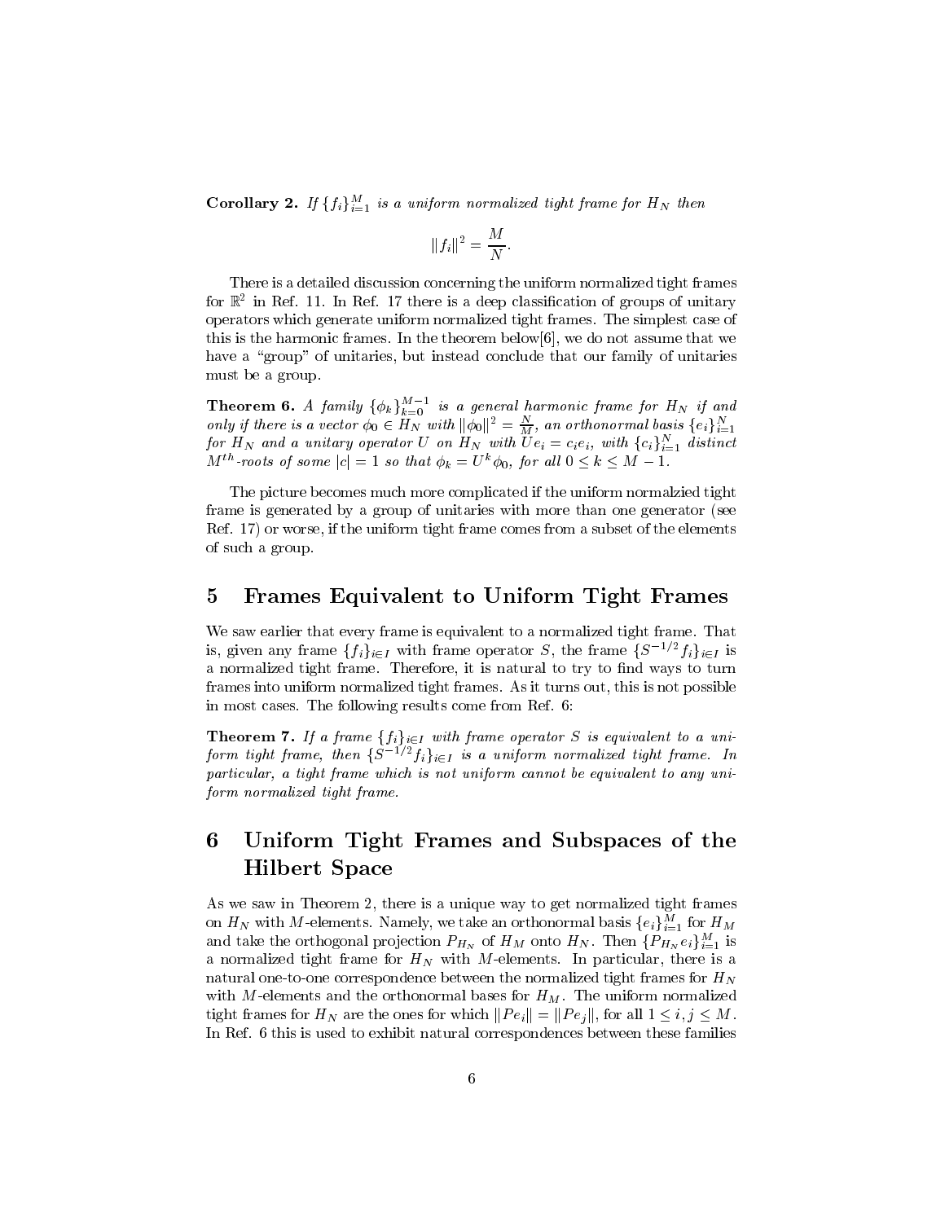**Corollary 2.** *If $\{f_i\}_{i=1}^{M}$ is a uniform normalized tight frame for $H_N$ then*

$$\|f_i\|^2 = \frac{M}{N}.$$

There is a detailed discussion concerning the uniform normalized tight frames for $\mathbb{R}^2$ in Ref. 11. In Ref. 17 there is a deep classification of groups of unitary operators which generate uniform normalized tight frames. The simplest case of this is the harmonic frames. In the theorem below[6], we do not assume that we have a "group" of unitaries, but instead conclude that our family of unitaries must be a group.

**Theorem 6.** *A family $\{\phi_k\}_{k=0}^{M-1}$ is a general harmonic frame for $H_N$ if and only if there is a vector $\phi_0 \in H_N$ with $\|\phi_0\|^2 = \frac{N}{M}$, an orthonormal basis $\{e_i\}_{i=1}^{N}$ for $H_N$ and a unitary operator $U$ on $H_N$ with $Ue_i = c_i e_i$, with $\{c_i\}_{i=1}^{N}$ distinct $M^{th}$-roots of some $|c| = 1$ so that $\phi_k = U^k \phi_0$, for all $0 \leq k \leq M-1$.*

The picture becomes much more complicated if the uniform normalzied tight frame is generated by a group of unitaries with more than one generator (see Ref. 17) or worse, if the uniform tight frame comes from a subset of the elements of such a group.

## 5 Frames Equivalent to Uniform Tight Frames

We saw earlier that every frame is equivalent to a normalized tight frame. That is, given any frame $\{f_i\}_{i\in I}$ with frame operator $S$, the frame $\{S^{-1/2} f_i\}_{i\in I}$ is a normalized tight frame. Therefore, it is natural to try to find ways to turn frames into uniform normalized tight frames. As it turns out, this is not possible in most cases. The following results come from Ref. 6:

**Theorem 7.** *If a frame $\{f_i\}_{i\in I}$ with frame operator $S$ is equivalent to a uniform tight frame, then $\{S^{-1/2} f_i\}_{i\in I}$ is a uniform normalized tight frame. In particular, a tight frame which is not uniform cannot be equivalent to any uniform normalized tight frame.*

## 6 Uniform Tight Frames and Subspaces of the Hilbert Space

As we saw in Theorem 2, there is a unique way to get normalized tight frames on $H_N$ with $M$-elements. Namely, we take an orthonormal basis $\{e_i\}_{i=1}^{M}$ for $H_M$ and take the orthogonal projection $P_{H_N}$ of $H_M$ onto $H_N$. Then $\{P_{H_N} e_i\}_{i=1}^{M}$ is a normalized tight frame for $H_N$ with $M$-elements. In particular, there is a natural one-to-one correspondence between the normalized tight frames for $H_N$ with $M$-elements and the orthonormal bases for $H_M$. The uniform normalized tight frames for $H_N$ are the ones for which $\|Pe_i\| = \|Pe_j\|$, for all $1 \leq i, j \leq M$. In Ref. 6 this is used to exhibit natural correspondences between these families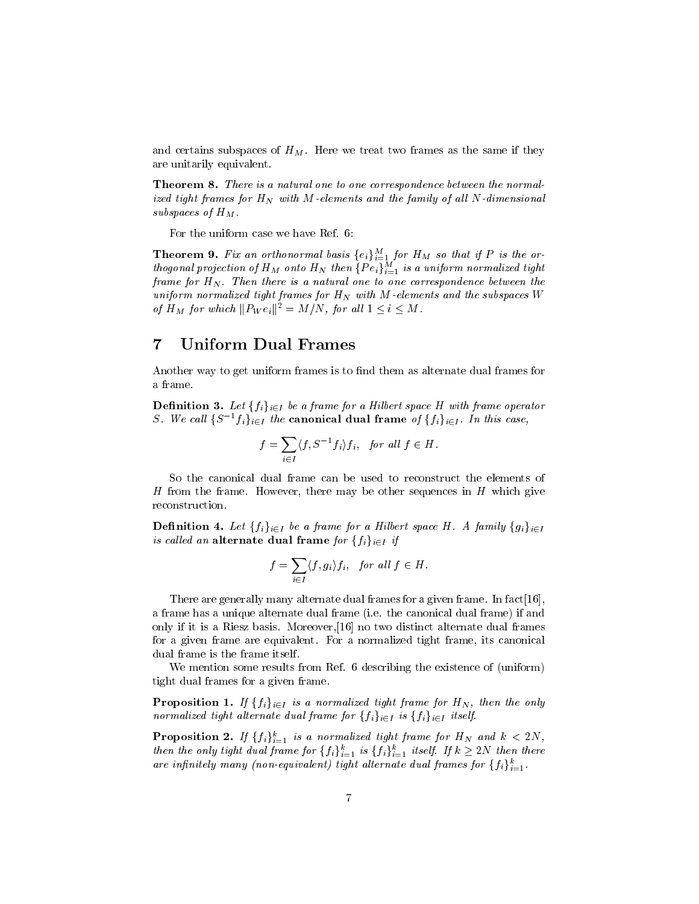and certains subspaces of $H_M$. Here we treat two frames as the same if they are unitarily equivalent.

**Theorem 8.** *There is a natural one to one correspondence between the normalized tight frames for $H_N$ with $M$-elements and the family of all $N$-dimensional subspaces of $H_M$.*

For the uniform case we have Ref. 6:

**Theorem 9.** *Fix an orthonormal basis $\{e_i\}_{i=1}^M$ for $H_M$ so that if $P$ is the orthogonal projection of $H_M$ onto $H_N$ then $\{Pe_i\}_{i=1}^M$ is a uniform normalized tight frame for $H_N$. Then there is a natural one to one correspondence between the uniform normalized tight frames for $H_N$ with $M$-elements and the subspaces $W$ of $H_M$ for which $\|P_W e_i\|^2 = M/N$, for all $1 \le i \le M$.*

## 7 Uniform Dual Frames

Another way to get uniform frames is to find them as alternate dual frames for a frame.

**Definition 3.** *Let $\{f_i\}_{i\in I}$ be a frame for a Hilbert space $H$ with frame operator $S$. We call $\{S^{-1}f_i\}_{i\in I}$ the* **canonical dual frame** *of $\{f_i\}_{i\in I}$. In this case,*

$$f = \sum_{i\in I} \langle f, S^{-1}f_i\rangle f_i, \quad \textit{for all } f \in H.$$

So the canonical dual frame can be used to reconstruct the elements of $H$ from the frame. However, there may be other sequences in $H$ which give reconstruction.

**Definition 4.** *Let $\{f_i\}_{i\in I}$ be a frame for a Hilbert space $H$. A family $\{g_i\}_{i\in I}$ is called an* **alternate dual frame** *for $\{f_i\}_{i\in I}$ if*

$$f = \sum_{i\in I} \langle f, g_i\rangle f_i, \quad \textit{for all } f \in H.$$

There are generally many alternate dual frames for a given frame. In fact[16], a frame has a unique alternate dual frame (i.e. the canonical dual frame) if and only if it is a Riesz basis. Moreover,[16] no two distinct alternate dual frames for a given frame are equivalent. For a normalized tight frame, its canonical dual frame is the frame itself.

We mention some results from Ref. 6 describing the existence of (uniform) tight dual frames for a given frame.

**Proposition 1.** *If $\{f_i\}_{i\in I}$ is a normalized tight frame for $H_N$, then the only normalized tight alternate dual frame for $\{f_i\}_{i\in I}$ is $\{f_i\}_{i\in I}$ itself.*

**Proposition 2.** *If $\{f_i\}_{i=1}^k$ is a normalized tight frame for $H_N$ and $k < 2N$, then the only tight dual frame for $\{f_i\}_{i=1}^k$ is $\{f_i\}_{i=1}^k$ itself. If $k \ge 2N$ then there are infinitely many (non-equivalent) tight alternate dual frames for $\{f_i\}_{i=1}^k$.*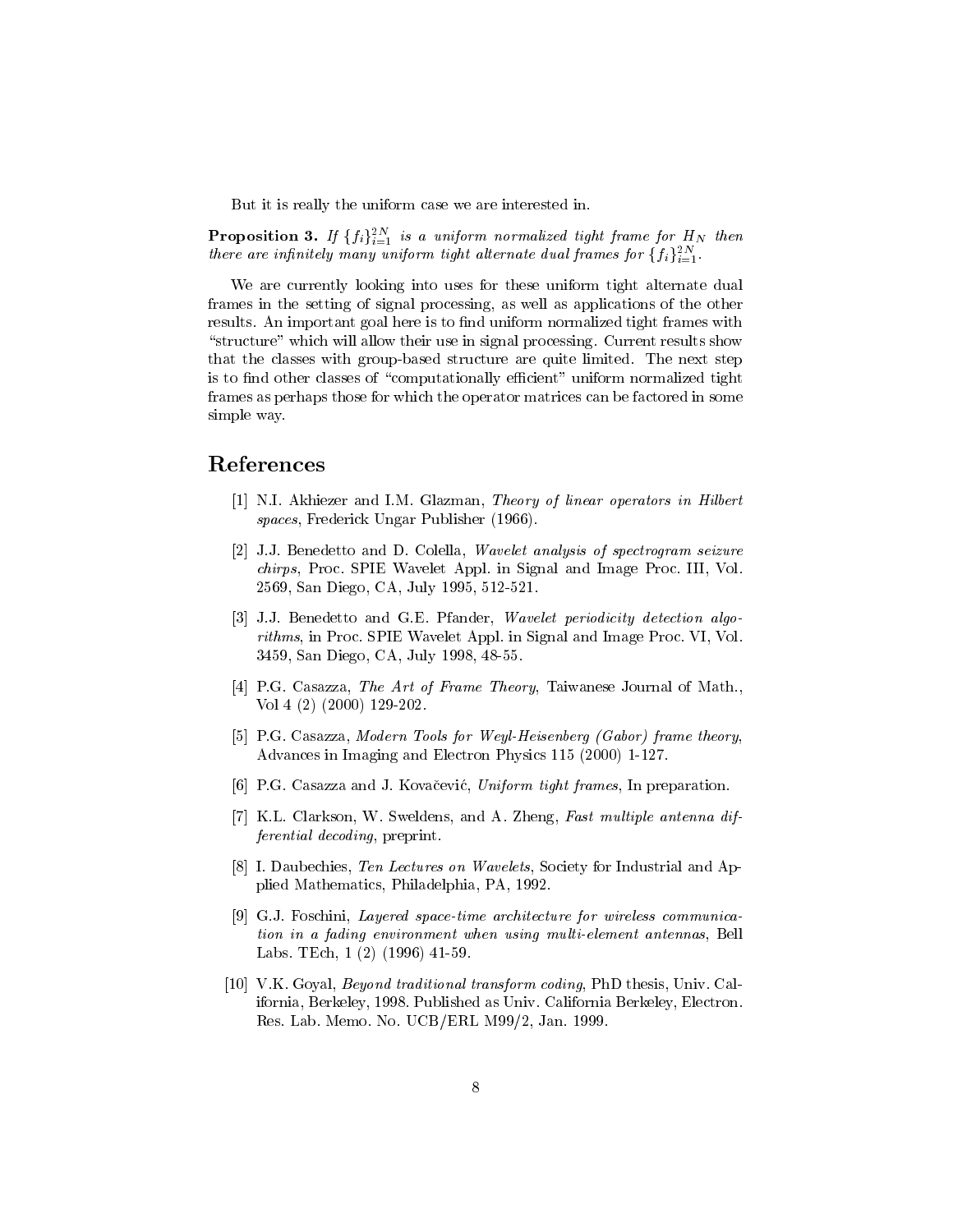But it is really the uniform case we are interested in.

**Proposition 3.** *If $\{f_i\}_{i=1}^{2N}$ is a uniform normalized tight frame for $H_N$ then there are infinitely many uniform tight alternate dual frames for $\{f_i\}_{i=1}^{2N}$.*

We are currently looking into uses for these uniform tight alternate dual frames in the setting of signal processing, as well as applications of the other results. An important goal here is to find uniform normalized tight frames with "structure" which will allow their use in signal processing. Current results show that the classes with group-based structure are quite limited. The next step is to find other classes of "computationally efficient" uniform normalized tight frames as perhaps those for which the operator matrices can be factored in some simple way.

# References

[1] N.I. Akhiezer and I.M. Glazman, *Theory of linear operators in Hilbert spaces*, Frederick Ungar Publisher (1966).

[2] J.J. Benedetto and D. Colella, *Wavelet analysis of spectrogram seizure chirps*, Proc. SPIE Wavelet Appl. in Signal and Image Proc. III, Vol. 2569, San Diego, CA, July 1995, 512-521.

[3] J.J. Benedetto and G.E. Pfander, *Wavelet periodicity detection algorithms*, in Proc. SPIE Wavelet Appl. in Signal and Image Proc. VI, Vol. 3459, San Diego, CA, July 1998, 48-55.

[4] P.G. Casazza, *The Art of Frame Theory*, Taiwanese Journal of Math., Vol 4 (2) (2000) 129-202.

[5] P.G. Casazza, *Modern Tools for Weyl-Heisenberg (Gabor) frame theory*, Advances in Imaging and Electron Physics 115 (2000) 1-127.

[6] P.G. Casazza and J. Kovačević, *Uniform tight frames*, In preparation.

[7] K.L. Clarkson, W. Sweldens, and A. Zheng, *Fast multiple antenna differential decoding*, preprint.

[8] I. Daubechies, *Ten Lectures on Wavelets*, Society for Industrial and Applied Mathematics, Philadelphia, PA, 1992.

[9] G.J. Foschini, *Layered space-time architecture for wireless communication in a fading environment when using multi-element antennas*, Bell Labs. TEch, 1 (2) (1996) 41-59.

[10] V.K. Goyal, *Beyond traditional transform coding*, PhD thesis, Univ. California, Berkeley, 1998. Published as Univ. California Berkeley, Electron. Res. Lab. Memo. No. UCB/ERL M99/2, Jan. 1999.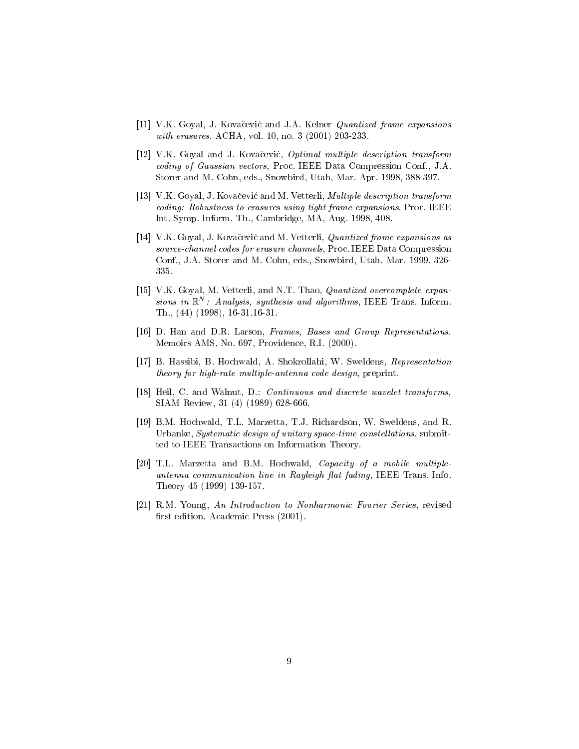[11] V.K. Goyal, J. Kovačević and J.A. Kelner *Quantized frame expansions with erasures.* ACHA, vol. 10, no. 3 (2001) 203-233.

[12] V.K. Goyal and J. Kovačević, *Optimal multiple description transform coding of Gaussian vectors*, Proc. IEEE Data Compression Conf., J.A. Storer and M. Cohn, eds., Snowbird, Utah, Mar.-Apr. 1998, 388-397.

[13] V.K. Goyal, J. Kovačević and M. Vetterli, *Multiple description transform coding: Robustness to erasures using tight frame expansions*, Proc. IEEE Int. Symp. Inform. Th., Cambridge, MA, Aug. 1998, 408.

[14] V.K. Goyal, J. Kovačević and M. Vetterli, *Quantized frame expansions as source-channel codes for erasure channels*, Proc. IEEE Data Compression Conf., J.A. Storer and M. Cohn, eds., Snowbird, Utah, Mar. 1999, 326-335.

[15] V.K. Goyal, M. Vetterli, and N.T. Thao, *Quantized overcomplete expansions in $\mathbb{R}^N$: Analysis, synthesis and algorithms*, IEEE Trans. Inform. Th., (44) (1998), 16-31.16-31.

[16] D. Han and D.R. Larson, *Frames, Bases and Group Representations.* Memoirs AMS, No. 697, Providence, R.I. (2000).

[17] B. Hassibi, B. Hochwald, A. Shokrollahi, W. Sweldens, *Representation theory for high-rate multiple-antenna code design*, preprint.

[18] Heil, C. and Walnut, D.: *Continuous and discrete wavelet transforms,* SIAM Review, 31 (4) (1989) 628-666.

[19] B.M. Hochwald, T.L. Marzetta, T.J. Richardson, W. Sweldens, and R. Urbanke, *Systematic design of unitary space-time constellations*, submitted to IEEE Transactions on Information Theory.

[20] T.L. Marzetta and B.M. Hochwald, *Capacity of a mobile multiple-antenna communication line in Rayleigh flat fading*, IEEE Trans. Info. Theory 45 (1999) 139-157.

[21] R.M. Young, *An Introduction to Nonharmonic Fourier Series*, revised first edition, Academic Press (2001).